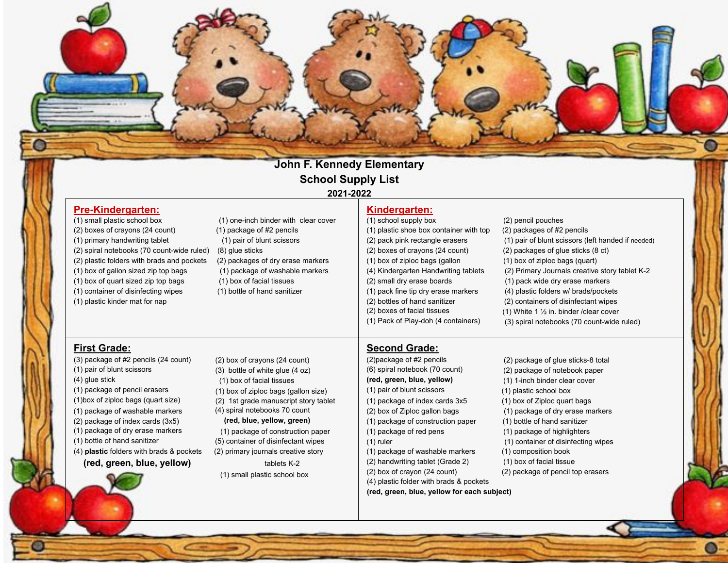# John F. Kennedy Elementary
## School Supply List
### 2021-2022

## Pre-Kindergarten:

- (1) small plastic school box
- (2) boxes of crayons (24 count)
- (1) primary handwriting tablet
- (2) spiral notebooks (70 count-wide ruled)
- (2) plastic folders with brads and pockets
- (1) box of gallon sized zip top bags
- (1) box of quart sized zip top bags
- (1) container of disinfecting wipes
- (1) plastic kinder mat for nap
- (1) one-inch binder with clear cover
- (1) package of #2 pencils
- (1) pair of blunt scissors
- (8) glue sticks
- (2) packages of dry erase markers
- (1) package of washable markers
- (1) box of facial tissues
- (1) bottle of hand sanitizer

## Kindergarten:

- (1) school supply box
- (1) plastic shoe box container with top
- (2) pack pink rectangle erasers
- (2) boxes of crayons (24 count)
- (1) box of ziploc bags (gallon
- (4) Kindergarten Handwriting tablets
- (2) small dry erase boards
- (1) pack fine tip dry erase markers
- (2) bottles of hand sanitizer
- (2) boxes of facial tissues
- (1) Pack of Play-doh (4 containers)
- (2) pencil pouches
- (2) packages of #2 pencils
- (1) pair of blunt scissors (left handed if needed)
- (2) packages of glue sticks (8 ct)
- (1) box of ziploc bags (quart)
- (2) Primary Journals creative story tablet K-2
- (1) pack wide dry erase markers
- (4) plastic folders w/ brads/pockets
- (2) containers of disinfectant wipes
- (1) White 1 ½ in. binder /clear cover
- (3) spiral notebooks (70 count-wide ruled)

## First Grade:

- (3) package of #2 pencils (24 count)
- (1) pair of blunt scissors
- (4) glue stick
- (1) package of pencil erasers
- (1)box of ziploc bags (quart size)
- (1) package of washable markers
- (2) package of index cards (3x5)
- (1) package of dry erase markers
- (1) bottle of hand sanitizer
- (4) **plastic** folders with brads & pockets **(red, green, blue, yellow)**
- (2) box of crayons (24 count)
- (3) bottle of white glue (4 oz)
- (1) box of facial tissues
- (1) box of ziploc bags (gallon size)
- (2) 1st grade manuscript story tablet
- (4) spiral notebooks 70 count **(red, blue, yellow, green)**
- (1) package of construction paper
- (5) container of disinfectant wipes
- (2) primary journals creative story tablets K-2
- (1) small plastic school box

## Second Grade:

- (2)package of #2 pencils
- (6) spiral notebook (70 count) **(red, green, blue, yellow)**
- (1) pair of blunt scissors
- (1) package of index cards 3x5
- (2) box of Ziploc gallon bags
- (1) package of construction paper
- (1) package of red pens
- (1) ruler
- (1) package of washable markers
- (2) handwriting tablet (Grade 2)
- (2) box of crayon (24 count)
- (4) plastic folder with brads & pockets **(red, green, blue, yellow for each subject)**
- (2) package of glue sticks-8 total
- (2) package of notebook paper
- (1) 1-inch binder clear cover
- (1) plastic school box
- (1) box of Ziploc quart bags
- (1) package of dry erase markers
- (1) bottle of hand sanitizer
- (1) package of highlighters
- (1) container of disinfecting wipes
- (1) composition book
- (1) box of facial tissue
- (2) package of pencil top erasers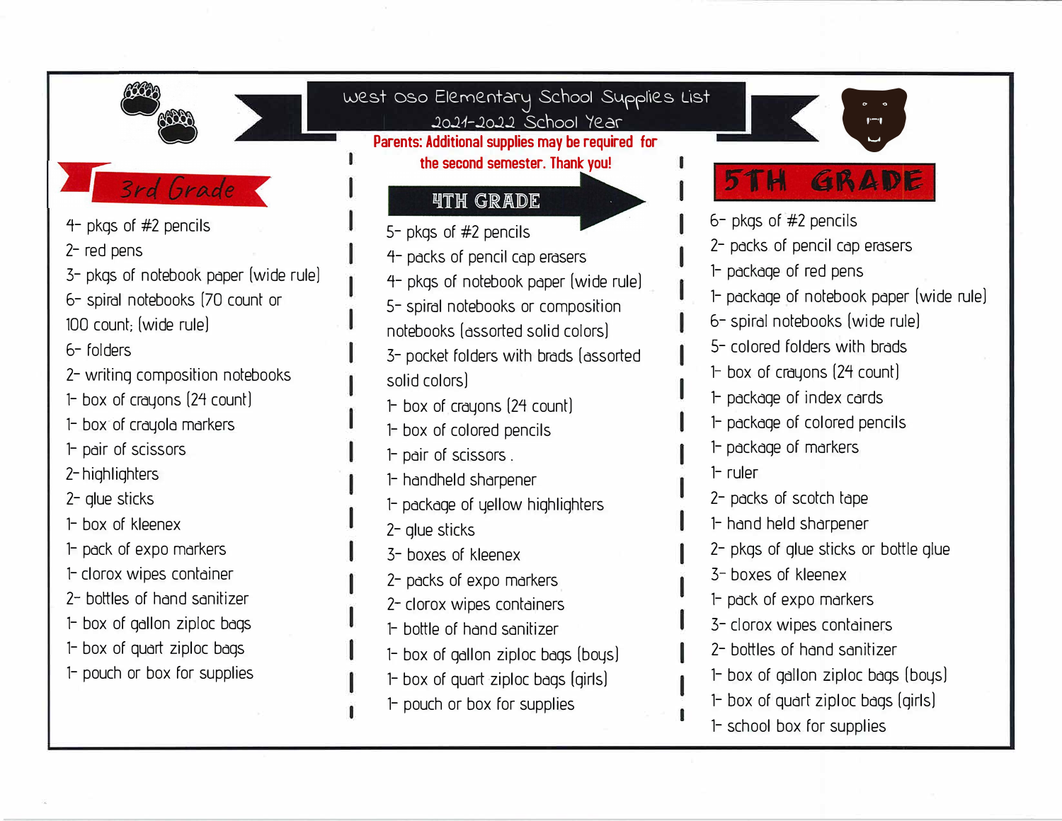# West Oso Elementary School Supplies List

## 2021-2022 School Year

**Parents: Additional supplies may be required for the second semester. Thank you!**

## 3rd Grade

- 4- pkgs of #2 pencils
- 2- red pens
- 3- pkgs of notebook paper (wide rule)
- 6- spiral notebooks (70 count or 100 count; (wide rule)
- 6- folders
- 2- writing composition notebooks
- 1- box of crayons (24 count)
- 1- box of crayola markers
- 1- pair of scissors
- 2- highlighters
- 2- glue sticks
- 1- box of kleenex
- 1- pack of expo markers
- 1- clorox wipes container
- 2- bottles of hand sanitizer
- 1- box of gallon ziploc bags
- 1- box of quart ziploc bags
- 1- pouch or box for supplies

## 4TH GRADE

- 5- pkgs of #2 pencils
- 4- packs of pencil cap erasers
- 4- pkgs of notebook paper (wide rule)
- 5- spiral notebooks or composition notebooks (assorted solid colors)
- 3- pocket folders with brads (assorted solid colors)
- 1- box of crayons (24 count)
- 1- box of colored pencils
- 1- pair of scissors .
- 1- handheld sharpener
- 1- package of yellow highlighters
- 2- glue sticks
- 3- boxes of kleenex
- 2- packs of expo markers
- 2- clorox wipes containers
- 1- bottle of hand sanitizer
- 1- box of gallon ziploc bags (boys)
- 1- box of quart ziploc bags (girls)
- 1- pouch or box for supplies

## 5TH GRADE

- 6- pkgs of #2 pencils
- 2- packs of pencil cap erasers
- 1- package of red pens
- 1- package of notebook paper (wide rule)
- 6- spiral notebooks (wide rule)
- 5- colored folders with brads
- 1- box of crayons (24 count)
- 1- package of index cards
- 1- package of colored pencils
- 1- package of markers
- 1- ruler
- 2- packs of scotch tape
- 1- hand held sharpener
- 2- pkgs of glue sticks or bottle glue
- 3- boxes of kleenex
- 1- pack of expo markers
- 3- clorox wipes containers
- 2- bottles of hand sanitizer
- 1- box of gallon ziploc bags (boys)
- 1- box of quart ziploc bags (girls)
- 1- school box for supplies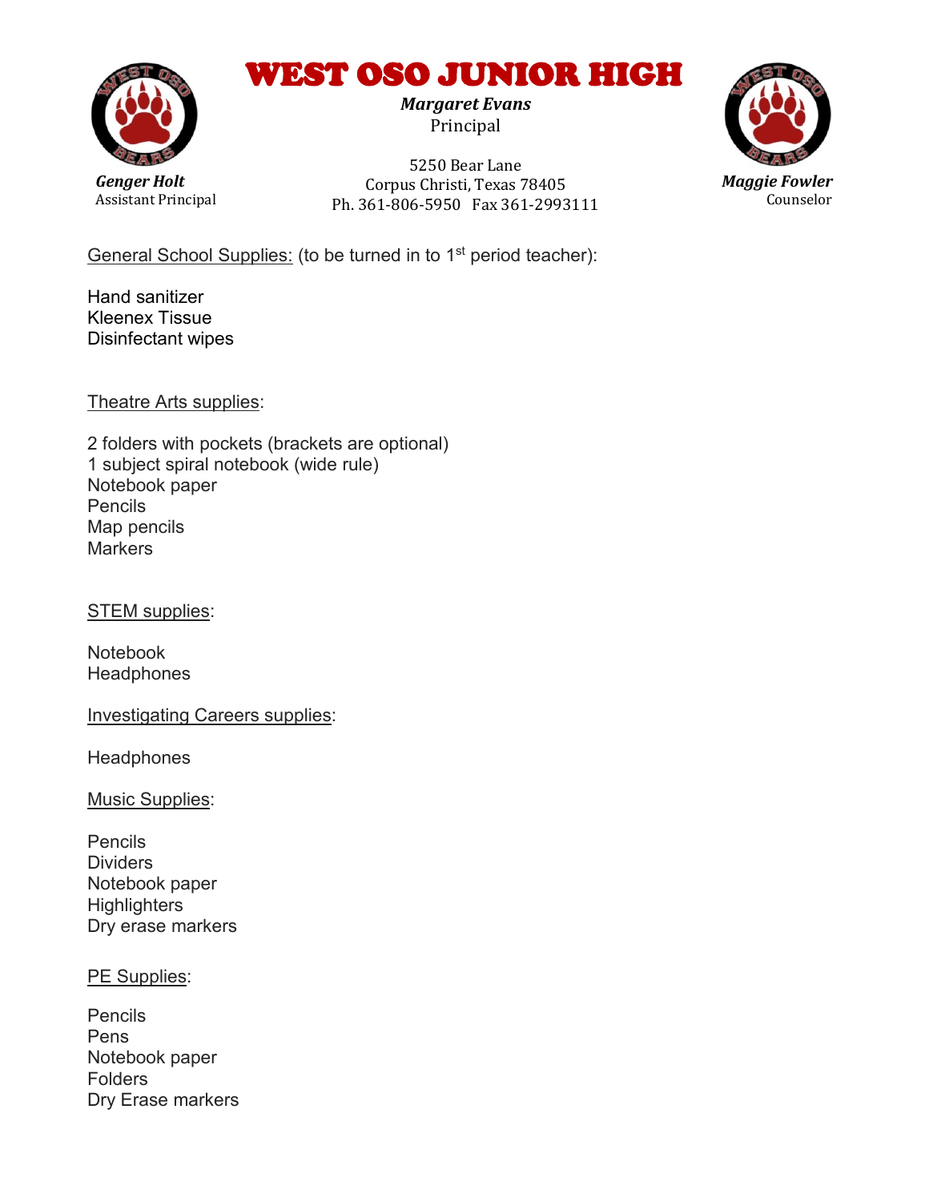# WEST OSO JUNIOR HIGH

***Margaret Evans***
Principal

5250 Bear Lane
Corpus Christi, Texas 78405
Ph. 361-806-5950   Fax 361-2993111

***Genger Holt***
Assistant Principal

***Maggie Fowler***
Counselor

General School Supplies: (to be turned in to 1st period teacher):

Hand sanitizer
Kleenex Tissue
Disinfectant wipes

Theatre Arts supplies:

2 folders with pockets (brackets are optional)
1 subject spiral notebook (wide rule)
Notebook paper
Pencils
Map pencils
Markers

STEM supplies:

Notebook
Headphones

Investigating Careers supplies:

Headphones

Music Supplies:

Pencils
Dividers
Notebook paper
Highlighters
Dry erase markers

PE Supplies:

Pencils
Pens
Notebook paper
Folders
Dry Erase markers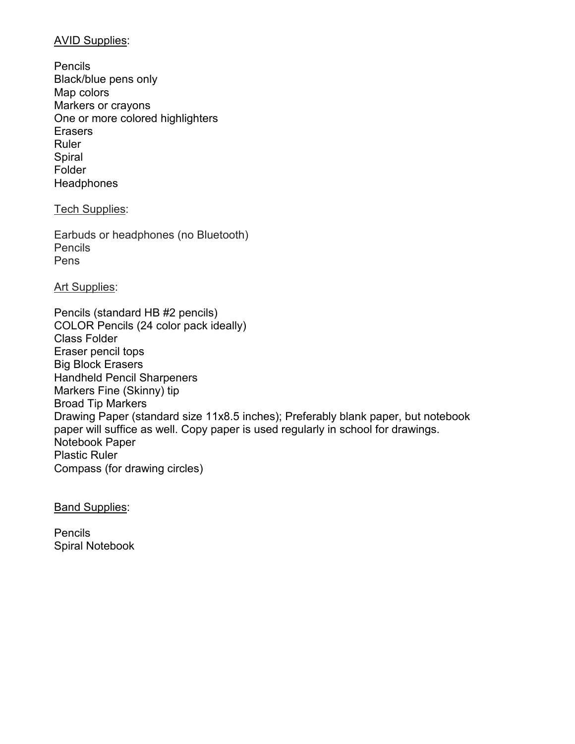<u>AVID Supplies</u>:

Pencils
Black/blue pens only
Map colors
Markers or crayons
One or more colored highlighters
Erasers
Ruler
Spiral
Folder
Headphones

<u>Tech Supplies</u>:

Earbuds or headphones (no Bluetooth)
Pencils
Pens

<u>Art Supplies</u>:

Pencils (standard HB #2 pencils)
COLOR Pencils (24 color pack ideally)
Class Folder
Eraser pencil tops
Big Block Erasers
Handheld Pencil Sharpeners
Markers Fine (Skinny) tip
Broad Tip Markers
Drawing Paper (standard size 11x8.5 inches); Preferably blank paper, but notebook paper will suffice as well. Copy paper is used regularly in school for drawings.
Notebook Paper
Plastic Ruler
Compass (for drawing circles)

<u>Band Supplies</u>:

Pencils
Spiral Notebook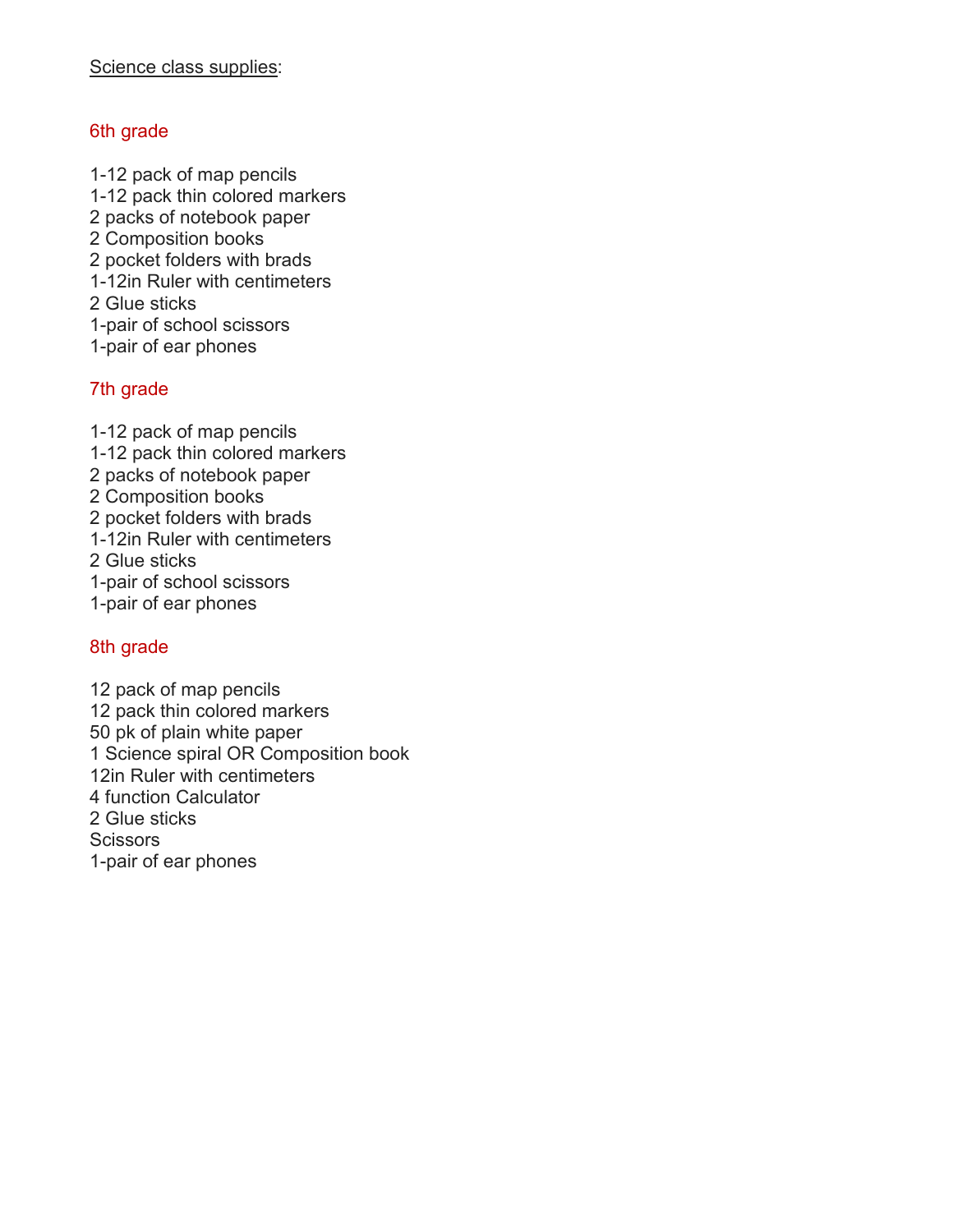Science class supplies:

## 6th grade

1-12 pack of map pencils
1-12 pack thin colored markers
2 packs of notebook paper
2 Composition books
2 pocket folders with brads
1-12in Ruler with centimeters
2 Glue sticks
1-pair of school scissors
1-pair of ear phones

## 7th grade

1-12 pack of map pencils
1-12 pack thin colored markers
2 packs of notebook paper
2 Composition books
2 pocket folders with brads
1-12in Ruler with centimeters
2 Glue sticks
1-pair of school scissors
1-pair of ear phones

## 8th grade

12 pack of map pencils
12 pack thin colored markers
50 pk of plain white paper
1 Science spiral OR Composition book
12in Ruler with centimeters
4 function Calculator
2 Glue sticks
Scissors
1-pair of ear phones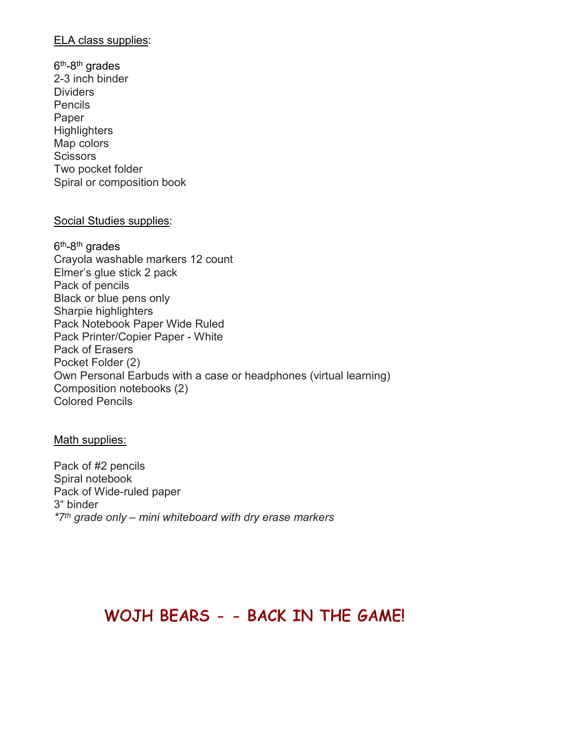<u>ELA class supplies</u>:

6th-8th grades
2-3 inch binder
Dividers
Pencils
Paper
Highlighters
Map colors
Scissors
Two pocket folder
Spiral or composition book

<u>Social Studies supplies</u>:

6th-8th grades
Crayola washable markers 12 count
Elmer's glue stick 2 pack
Pack of pencils
Black or blue pens only
Sharpie highlighters
Pack Notebook Paper Wide Ruled
Pack Printer/Copier Paper - White
Pack of Erasers
Pocket Folder (2)
Own Personal Earbuds with a case or headphones (virtual learning)
Composition notebooks (2)
Colored Pencils

<u>Math supplies:</u>

Pack of #2 pencils
Spiral notebook
Pack of Wide-ruled paper
3" binder
*\*7th grade only – mini whiteboard with dry erase markers*

**WOJH BEARS - - BACK IN THE GAME!**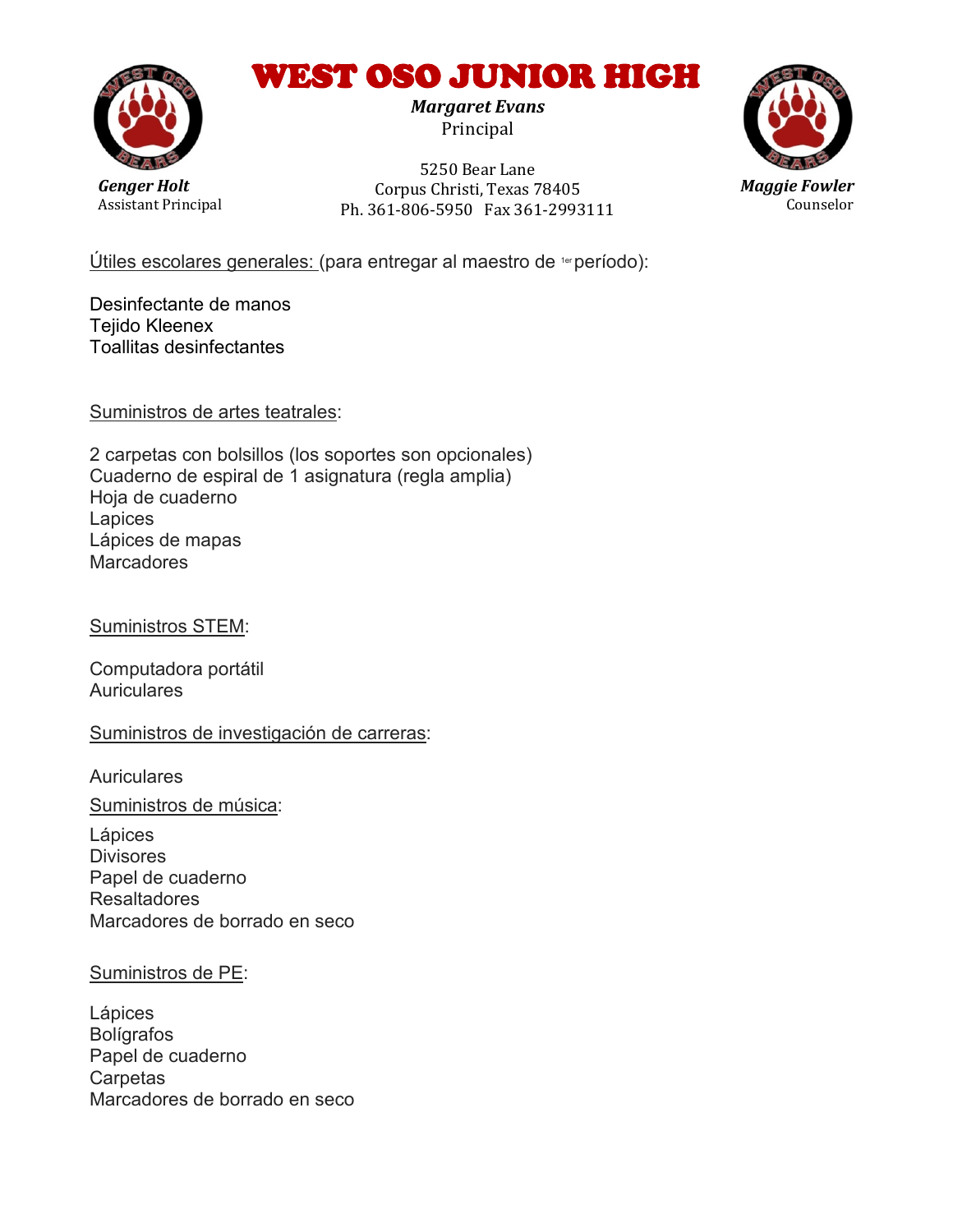# WEST OSO JUNIOR HIGH

***Margaret Evans***
Principal

5250 Bear Lane
Corpus Christi, Texas 78405
Ph. 361-806-5950 Fax 361-2993111

***Genger Holt***
Assistant Principal

***Maggie Fowler***
Counselor

<u>Útiles escolares generales:</u> (para entregar al maestro de 1er período):

Desinfectante de manos
Tejido Kleenex
Toallitas desinfectantes

<u>Suministros de artes teatrales</u>:

2 carpetas con bolsillos (los soportes son opcionales)
Cuaderno de espiral de 1 asignatura (regla amplia)
Hoja de cuaderno
Lapices
Lápices de mapas
Marcadores

<u>Suministros STEM</u>:

Computadora portátil
Auriculares

<u>Suministros de investigación de carreras</u>:

Auriculares

<u>Suministros de música</u>:

Lápices
Divisores
Papel de cuaderno
Resaltadores
Marcadores de borrado en seco

<u>Suministros de PE</u>:

Lápices
Bolígrafos
Papel de cuaderno
Carpetas
Marcadores de borrado en seco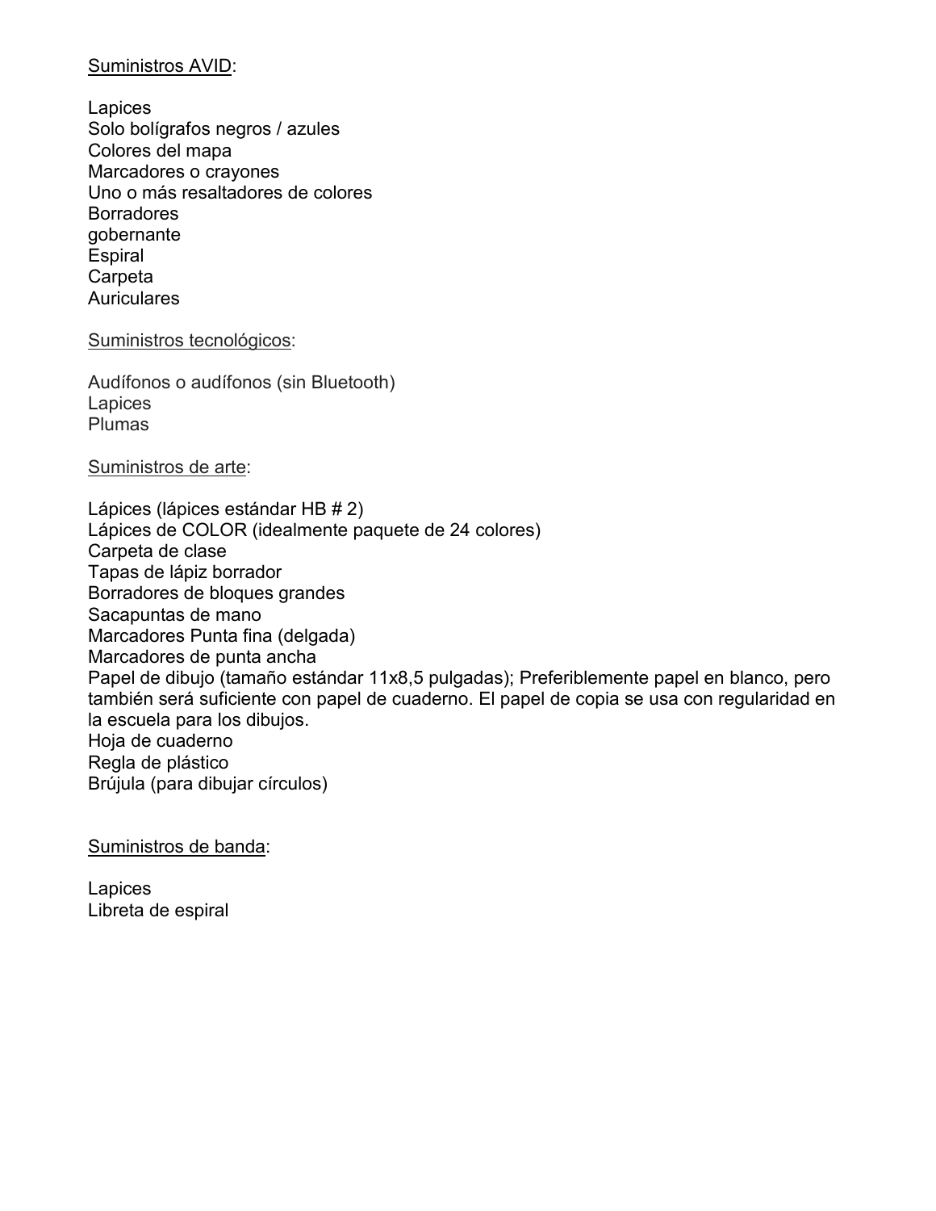<u>Suministros AVID</u>:

Lapices
Solo bolígrafos negros / azules
Colores del mapa
Marcadores o crayones
Uno o más resaltadores de colores
Borradores
gobernante
Espiral
Carpeta
Auriculares

<u>Suministros tecnológicos</u>:

Audífonos o audífonos (sin Bluetooth)
Lapices
Plumas

<u>Suministros de arte</u>:

Lápices (lápices estándar HB # 2)
Lápices de COLOR (idealmente paquete de 24 colores)
Carpeta de clase
Tapas de lápiz borrador
Borradores de bloques grandes
Sacapuntas de mano
Marcadores Punta fina (delgada)
Marcadores de punta ancha
Papel de dibujo (tamaño estándar 11x8,5 pulgadas); Preferiblemente papel en blanco, pero también será suficiente con papel de cuaderno. El papel de copia se usa con regularidad en la escuela para los dibujos.
Hoja de cuaderno
Regla de plástico
Brújula (para dibujar círculos)

<u>Suministros de banda</u>:

Lapices
Libreta de espiral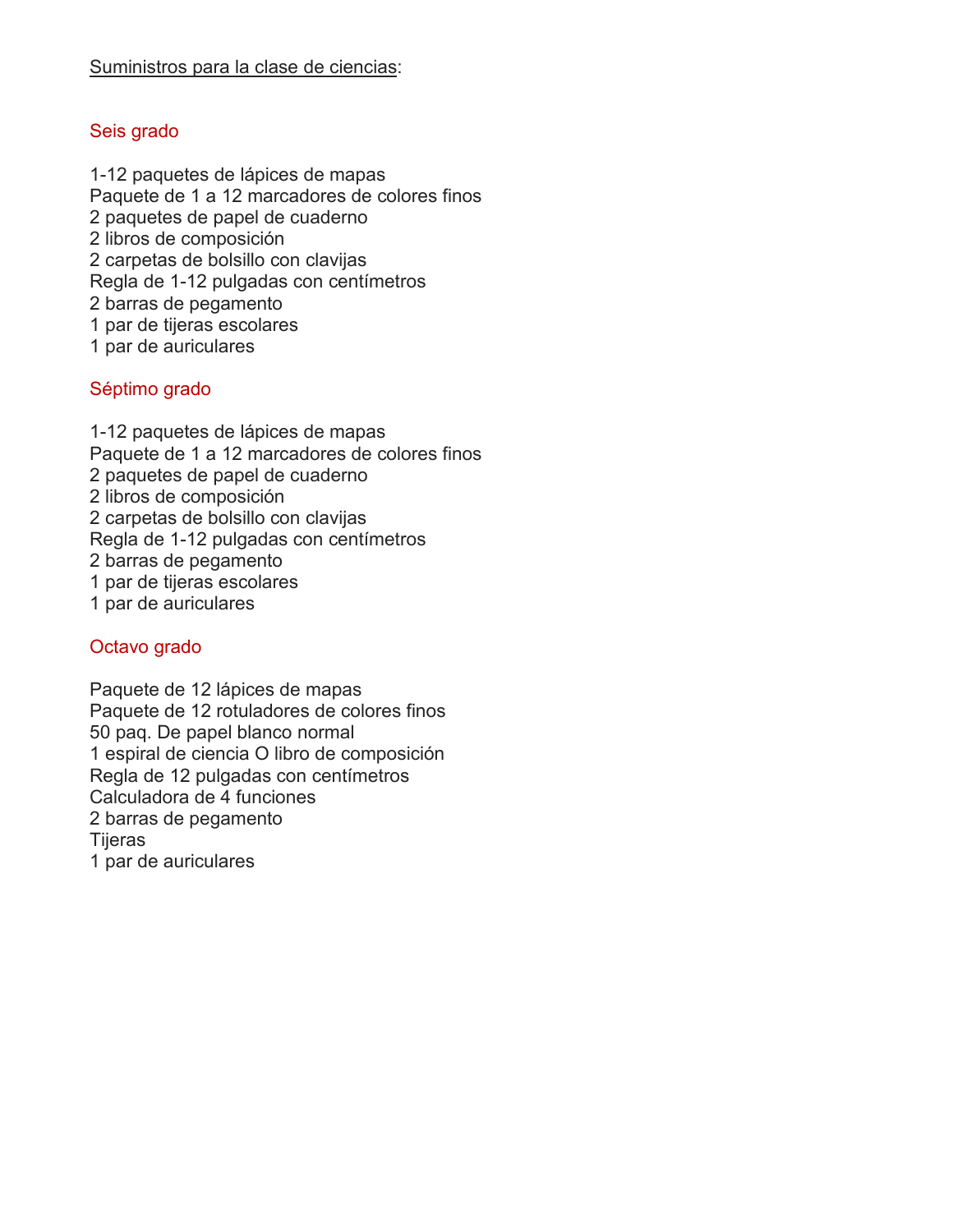Suminstros para la clase de ciencias:

## Seis grado

1-12 paquetes de lápices de mapas
Paquete de 1 a 12 marcadores de colores finos
2 paquetes de papel de cuaderno
2 libros de composición
2 carpetas de bolsillo con clavijas
Regla de 1-12 pulgadas con centímetros
2 barras de pegamento
1 par de tijeras escolares
1 par de auriculares

## Séptimo grado

1-12 paquetes de lápices de mapas
Paquete de 1 a 12 marcadores de colores finos
2 paquetes de papel de cuaderno
2 libros de composición
2 carpetas de bolsillo con clavijas
Regla de 1-12 pulgadas con centímetros
2 barras de pegamento
1 par de tijeras escolares
1 par de auriculares

## Octavo grado

Paquete de 12 lápices de mapas
Paquete de 12 rotuladores de colores finos
50 paq. De papel blanco normal
1 espiral de ciencia O libro de composición
Regla de 12 pulgadas con centímetros
Calculadora de 4 funciones
2 barras de pegamento
Tijeras
1 par de auriculares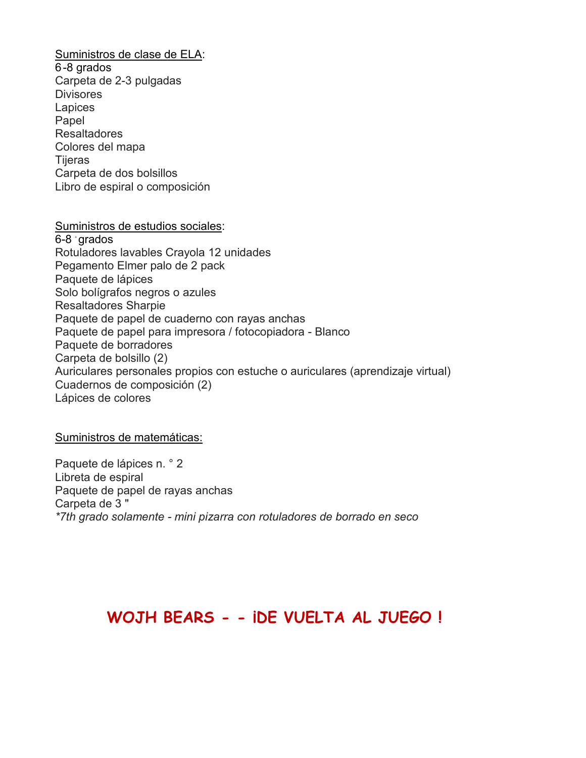<u>Suministros de clase de ELA</u>:

6-8 grados
Carpeta de 2-3 pulgadas
Divisores
Lapices
Papel
Resaltadores
Colores del mapa
Tijeras
Carpeta de dos bolsillos
Libro de espiral o composición

<u>Suministros de estudios sociales</u>:

6-8 grados
Rotuladores lavables Crayola 12 unidades
Pegamento Elmer palo de 2 pack
Paquete de lápices
Solo bolígrafos negros o azules
Resaltadores Sharpie
Paquete de papel de cuaderno con rayas anchas
Paquete de papel para impresora / fotocopiadora - Blanco
Paquete de borradores
Carpeta de bolsillo (2)
Auriculares personales propios con estuche o auriculares (aprendizaje virtual)
Cuadernos de composición (2)
Lápices de colores

<u>Suministros de matemáticas:</u>

Paquete de lápices n. ° 2
Libreta de espiral
Paquete de papel de rayas anchas
Carpeta de 3 "
*\*7th grado solamente - mini pizarra con rotuladores de borrado en seco*

**WOJH BEARS - - ¡DE VUELTA AL JUEGO !**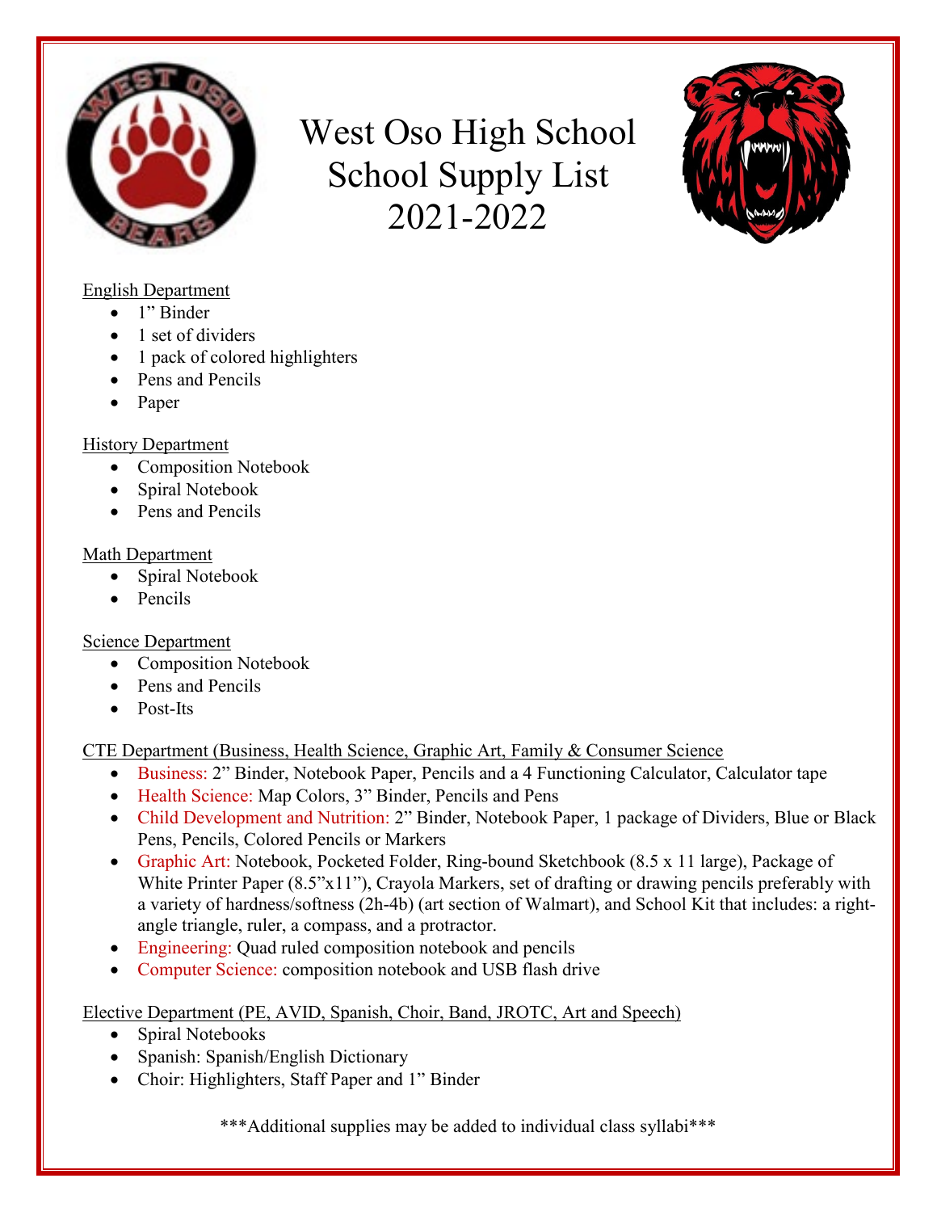# West Oso High School School Supply List 2021-2022

English Department

- 1" Binder
- 1 set of dividers
- 1 pack of colored highlighters
- Pens and Pencils
- Paper

History Department

- Composition Notebook
- Spiral Notebook
- Pens and Pencils

Math Department

- Spiral Notebook
- Pencils

Science Department

- Composition Notebook
- Pens and Pencils
- Post-Its

CTE Department (Business, Health Science, Graphic Art, Family & Consumer Science

- Business: 2" Binder, Notebook Paper, Pencils and a 4 Functioning Calculator, Calculator tape
- Health Science: Map Colors, 3" Binder, Pencils and Pens
- Child Development and Nutrition: 2" Binder, Notebook Paper, 1 package of Dividers, Blue or Black Pens, Pencils, Colored Pencils or Markers
- Graphic Art: Notebook, Pocketed Folder, Ring-bound Sketchbook (8.5 x 11 large), Package of White Printer Paper (8.5"x11"), Crayola Markers, set of drafting or drawing pencils preferably with a variety of hardness/softness (2h-4b) (art section of Walmart), and School Kit that includes: a right-angle triangle, ruler, a compass, and a protractor.
- Engineering: Quad ruled composition notebook and pencils
- Computer Science: composition notebook and USB flash drive

Elective Department (PE, AVID, Spanish, Choir, Band, JROTC, Art and Speech)

- Spiral Notebooks
- Spanish: Spanish/English Dictionary
- Choir: Highlighters, Staff Paper and 1" Binder

***Additional supplies may be added to individual class syllabi***